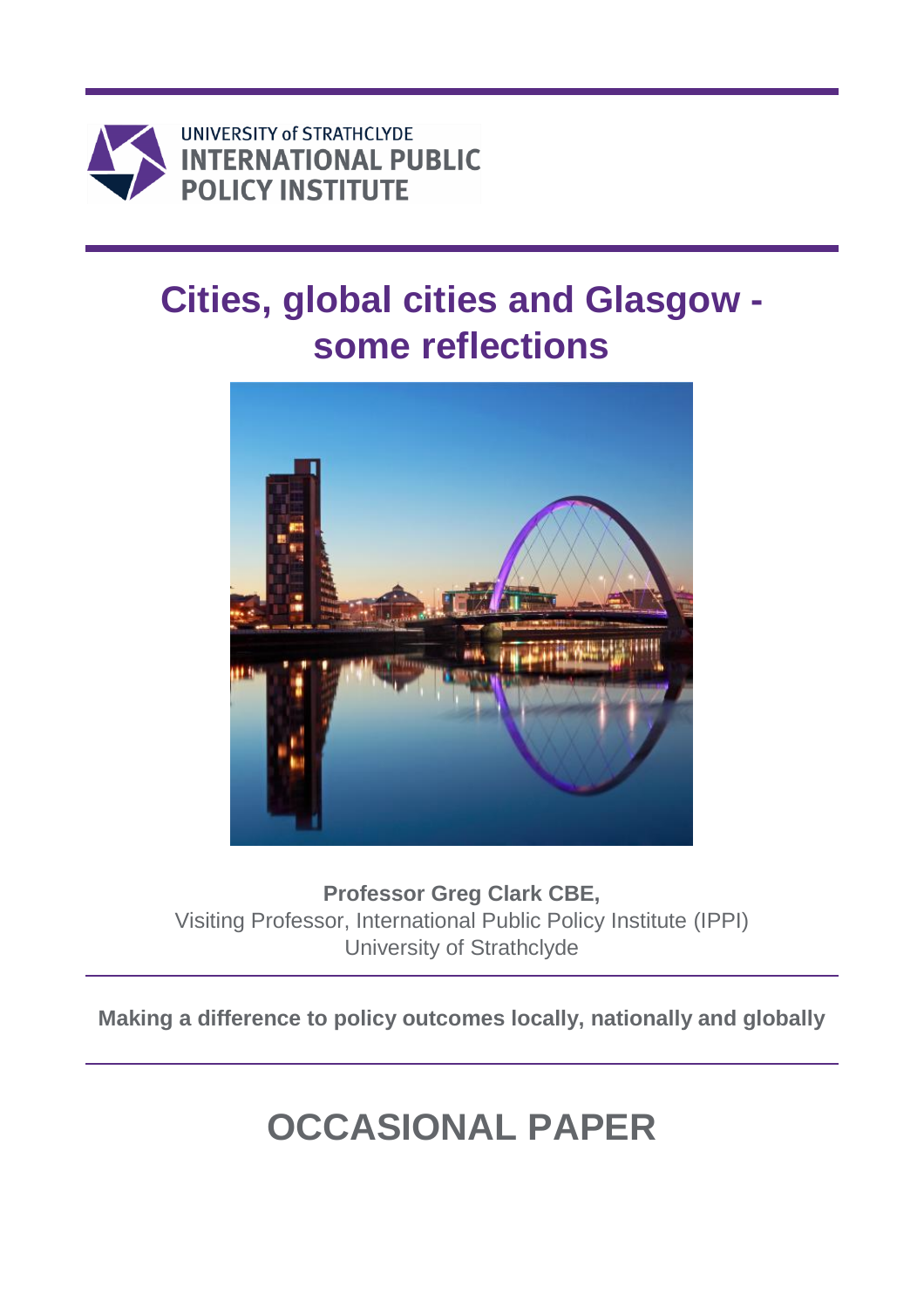UNIVERSITY of STRATHCLYDE
INTERNATIONAL PUBLIC POLICY INSTITUTE

# Cities, global cities and Glasgow - some reflections

**Professor Greg Clark CBE,**
Visiting Professor, International Public Policy Institute (IPPI)
University of Strathclyde

**Making a difference to policy outcomes locally, nationally and globally**

## OCCASIONAL PAPER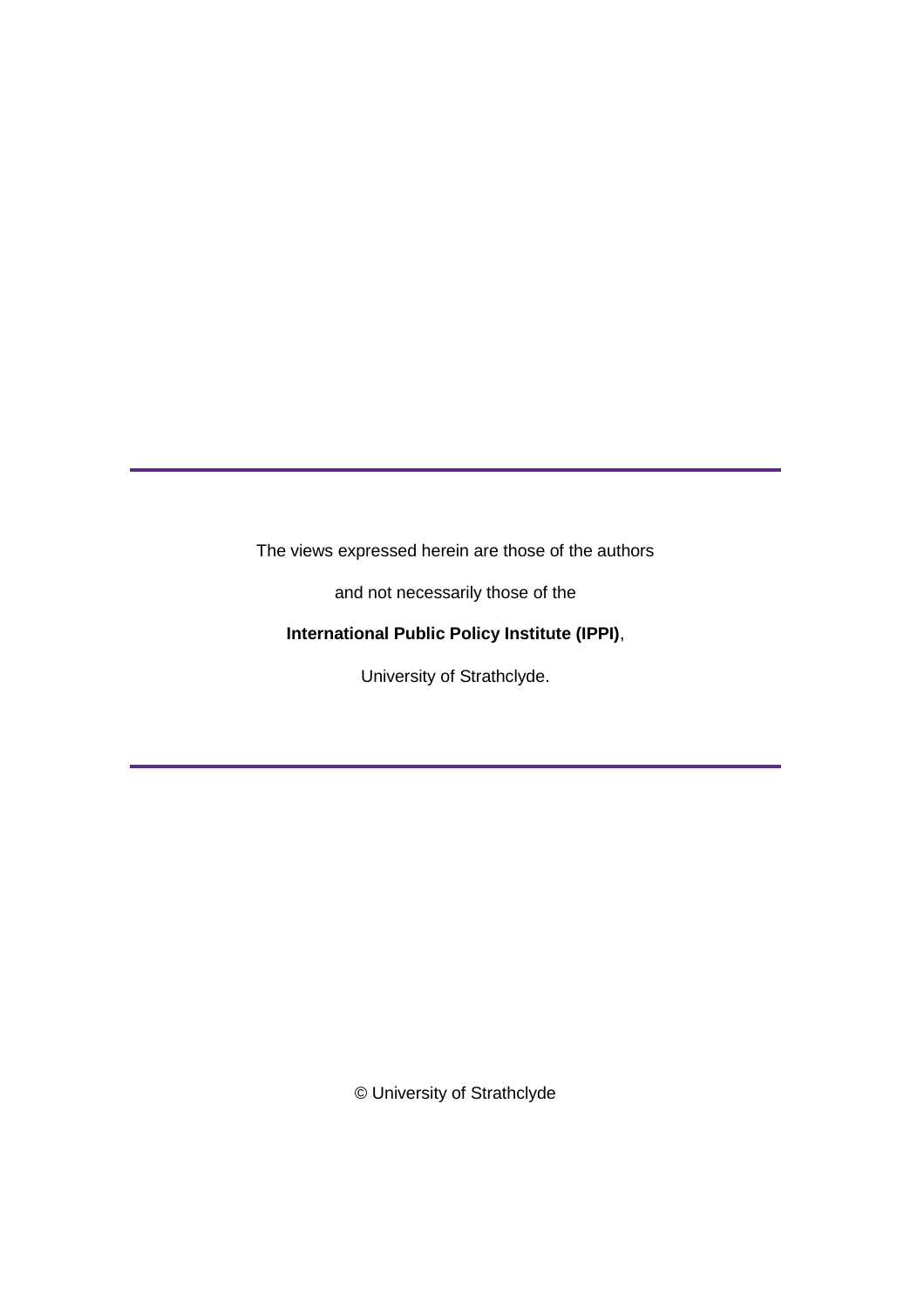---

The views expressed herein are those of the authors

and not necessarily those of the

**International Public Policy Institute (IPPI)**,

University of Strathclyde.

---

© University of Strathclyde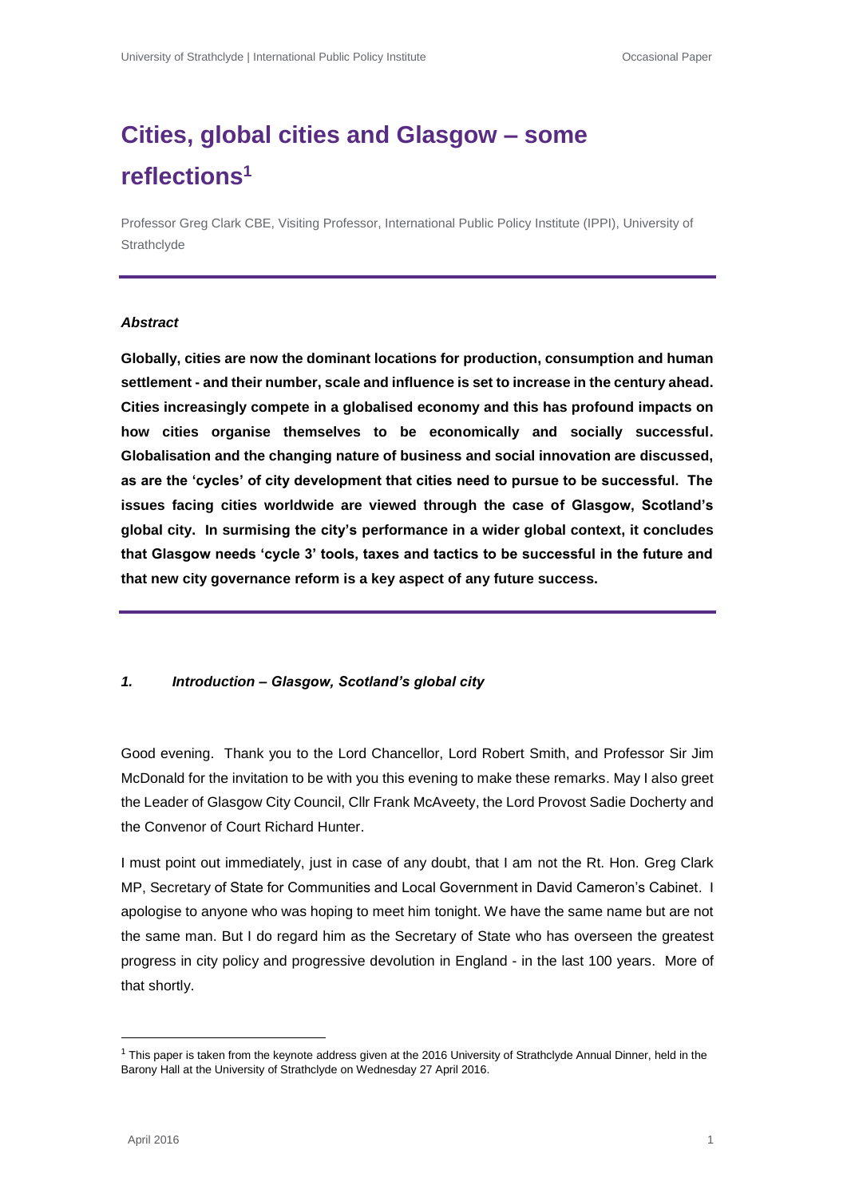# Cities, global cities and Glasgow – some reflections[1]

Professor Greg Clark CBE, Visiting Professor, International Public Policy Institute (IPPI), University of Strathclyde

***Abstract***

**Globally, cities are now the dominant locations for production, consumption and human settlement - and their number, scale and influence is set to increase in the century ahead. Cities increasingly compete in a globalised economy and this has profound impacts on how cities organise themselves to be economically and socially successful. Globalisation and the changing nature of business and social innovation are discussed, as are the 'cycles' of city development that cities need to pursue to be successful. The issues facing cities worldwide are viewed through the case of Glasgow, Scotland's global city. In surmising the city's performance in a wider global context, it concludes that Glasgow needs 'cycle 3' tools, taxes and tactics to be successful in the future and that new city governance reform is a key aspect of any future success.**

## *1. Introduction – Glasgow, Scotland's global city*

Good evening. Thank you to the Lord Chancellor, Lord Robert Smith, and Professor Sir Jim McDonald for the invitation to be with you this evening to make these remarks. May I also greet the Leader of Glasgow City Council, Cllr Frank McAveety, the Lord Provost Sadie Docherty and the Convenor of Court Richard Hunter.

I must point out immediately, just in case of any doubt, that I am not the Rt. Hon. Greg Clark MP, Secretary of State for Communities and Local Government in David Cameron's Cabinet. I apologise to anyone who was hoping to meet him tonight. We have the same name but are not the same man. But I do regard him as the Secretary of State who has overseen the greatest progress in city policy and progressive devolution in England - in the last 100 years. More of that shortly.

[1] This paper is taken from the keynote address given at the 2016 University of Strathclyde Annual Dinner, held in the Barony Hall at the University of Strathclyde on Wednesday 27 April 2016.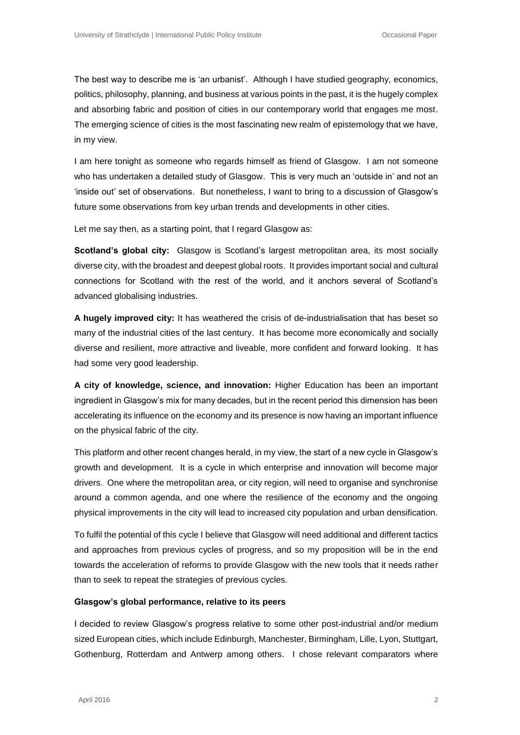The best way to describe me is 'an urbanist'. Although I have studied geography, economics, politics, philosophy, planning, and business at various points in the past, it is the hugely complex and absorbing fabric and position of cities in our contemporary world that engages me most. The emerging science of cities is the most fascinating new realm of epistemology that we have, in my view.

I am here tonight as someone who regards himself as friend of Glasgow. I am not someone who has undertaken a detailed study of Glasgow. This is very much an 'outside in' and not an 'inside out' set of observations. But nonetheless, I want to bring to a discussion of Glasgow's future some observations from key urban trends and developments in other cities.

Let me say then, as a starting point, that I regard Glasgow as:

**Scotland's global city:** Glasgow is Scotland's largest metropolitan area, its most socially diverse city, with the broadest and deepest global roots. It provides important social and cultural connections for Scotland with the rest of the world, and it anchors several of Scotland's advanced globalising industries.

**A hugely improved city:** It has weathered the crisis of de-industrialisation that has beset so many of the industrial cities of the last century. It has become more economically and socially diverse and resilient, more attractive and liveable, more confident and forward looking. It has had some very good leadership.

**A city of knowledge, science, and innovation:** Higher Education has been an important ingredient in Glasgow's mix for many decades, but in the recent period this dimension has been accelerating its influence on the economy and its presence is now having an important influence on the physical fabric of the city.

This platform and other recent changes herald, in my view, the start of a new cycle in Glasgow's growth and development. It is a cycle in which enterprise and innovation will become major drivers. One where the metropolitan area, or city region, will need to organise and synchronise around a common agenda, and one where the resilience of the economy and the ongoing physical improvements in the city will lead to increased city population and urban densification.

To fulfil the potential of this cycle I believe that Glasgow will need additional and different tactics and approaches from previous cycles of progress, and so my proposition will be in the end towards the acceleration of reforms to provide Glasgow with the new tools that it needs rather than to seek to repeat the strategies of previous cycles.

**Glasgow's global performance, relative to its peers**

I decided to review Glasgow's progress relative to some other post-industrial and/or medium sized European cities, which include Edinburgh, Manchester, Birmingham, Lille, Lyon, Stuttgart, Gothenburg, Rotterdam and Antwerp among others. I chose relevant comparators where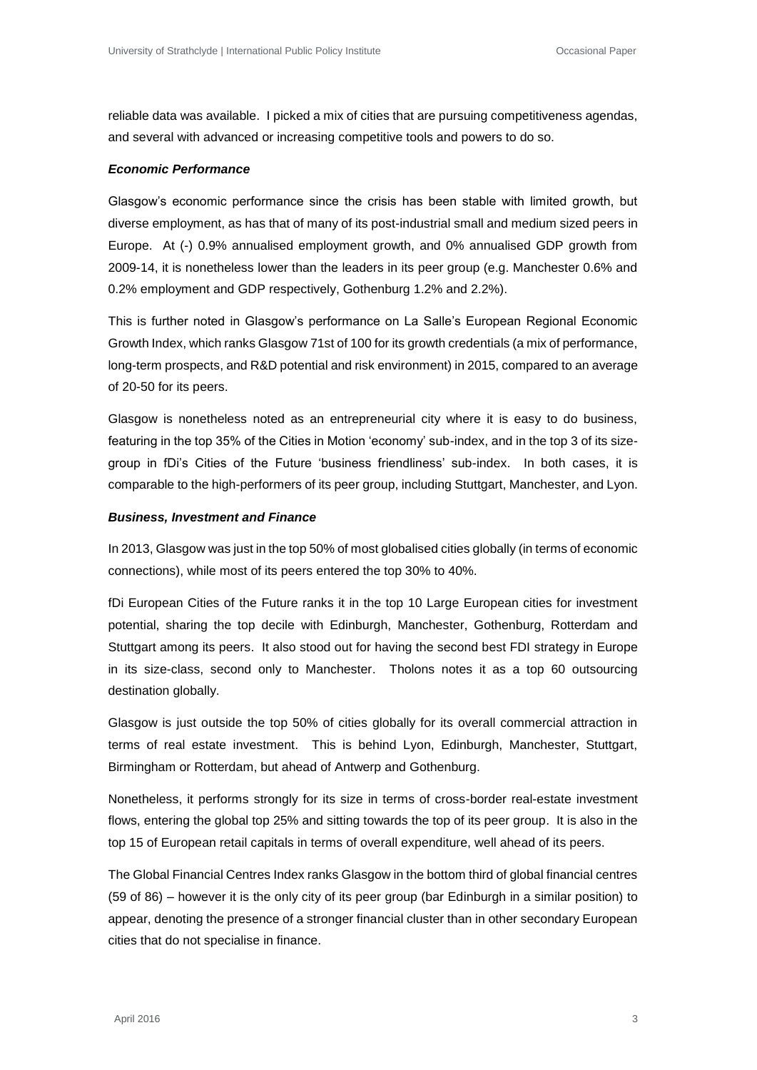reliable data was available. I picked a mix of cities that are pursuing competitiveness agendas, and several with advanced or increasing competitive tools and powers to do so.

### *Economic Performance*

Glasgow's economic performance since the crisis has been stable with limited growth, but diverse employment, as has that of many of its post-industrial small and medium sized peers in Europe. At (-) 0.9% annualised employment growth, and 0% annualised GDP growth from 2009-14, it is nonetheless lower than the leaders in its peer group (e.g. Manchester 0.6% and 0.2% employment and GDP respectively, Gothenburg 1.2% and 2.2%).

This is further noted in Glasgow's performance on La Salle's European Regional Economic Growth Index, which ranks Glasgow 71st of 100 for its growth credentials (a mix of performance, long-term prospects, and R&D potential and risk environment) in 2015, compared to an average of 20-50 for its peers.

Glasgow is nonetheless noted as an entrepreneurial city where it is easy to do business, featuring in the top 35% of the Cities in Motion 'economy' sub-index, and in the top 3 of its size-group in fDi's Cities of the Future 'business friendliness' sub-index. In both cases, it is comparable to the high-performers of its peer group, including Stuttgart, Manchester, and Lyon.

### *Business, Investment and Finance*

In 2013, Glasgow was just in the top 50% of most globalised cities globally (in terms of economic connections), while most of its peers entered the top 30% to 40%.

fDi European Cities of the Future ranks it in the top 10 Large European cities for investment potential, sharing the top decile with Edinburgh, Manchester, Gothenburg, Rotterdam and Stuttgart among its peers. It also stood out for having the second best FDI strategy in Europe in its size-class, second only to Manchester. Tholons notes it as a top 60 outsourcing destination globally.

Glasgow is just outside the top 50% of cities globally for its overall commercial attraction in terms of real estate investment. This is behind Lyon, Edinburgh, Manchester, Stuttgart, Birmingham or Rotterdam, but ahead of Antwerp and Gothenburg.

Nonetheless, it performs strongly for its size in terms of cross-border real-estate investment flows, entering the global top 25% and sitting towards the top of its peer group. It is also in the top 15 of European retail capitals in terms of overall expenditure, well ahead of its peers.

The Global Financial Centres Index ranks Glasgow in the bottom third of global financial centres (59 of 86) – however it is the only city of its peer group (bar Edinburgh in a similar position) to appear, denoting the presence of a stronger financial cluster than in other secondary European cities that do not specialise in finance.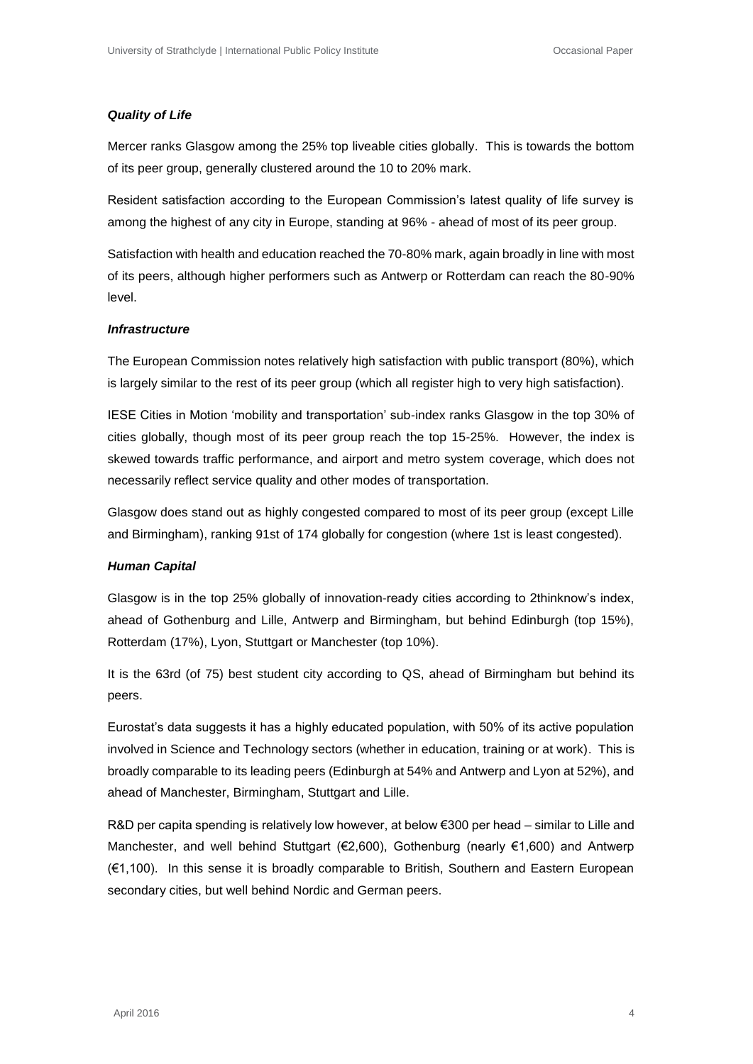***Quality of Life***

Mercer ranks Glasgow among the 25% top liveable cities globally. This is towards the bottom of its peer group, generally clustered around the 10 to 20% mark.

Resident satisfaction according to the European Commission's latest quality of life survey is among the highest of any city in Europe, standing at 96% - ahead of most of its peer group.

Satisfaction with health and education reached the 70-80% mark, again broadly in line with most of its peers, although higher performers such as Antwerp or Rotterdam can reach the 80-90% level.

***Infrastructure***

The European Commission notes relatively high satisfaction with public transport (80%), which is largely similar to the rest of its peer group (which all register high to very high satisfaction).

IESE Cities in Motion 'mobility and transportation' sub-index ranks Glasgow in the top 30% of cities globally, though most of its peer group reach the top 15-25%. However, the index is skewed towards traffic performance, and airport and metro system coverage, which does not necessarily reflect service quality and other modes of transportation.

Glasgow does stand out as highly congested compared to most of its peer group (except Lille and Birmingham), ranking 91st of 174 globally for congestion (where 1st is least congested).

***Human Capital***

Glasgow is in the top 25% globally of innovation-ready cities according to 2thinknow's index, ahead of Gothenburg and Lille, Antwerp and Birmingham, but behind Edinburgh (top 15%), Rotterdam (17%), Lyon, Stuttgart or Manchester (top 10%).

It is the 63rd (of 75) best student city according to QS, ahead of Birmingham but behind its peers.

Eurostat's data suggests it has a highly educated population, with 50% of its active population involved in Science and Technology sectors (whether in education, training or at work). This is broadly comparable to its leading peers (Edinburgh at 54% and Antwerp and Lyon at 52%), and ahead of Manchester, Birmingham, Stuttgart and Lille.

R&D per capita spending is relatively low however, at below €300 per head – similar to Lille and Manchester, and well behind Stuttgart (€2,600), Gothenburg (nearly €1,600) and Antwerp (€1,100). In this sense it is broadly comparable to British, Southern and Eastern European secondary cities, but well behind Nordic and German peers.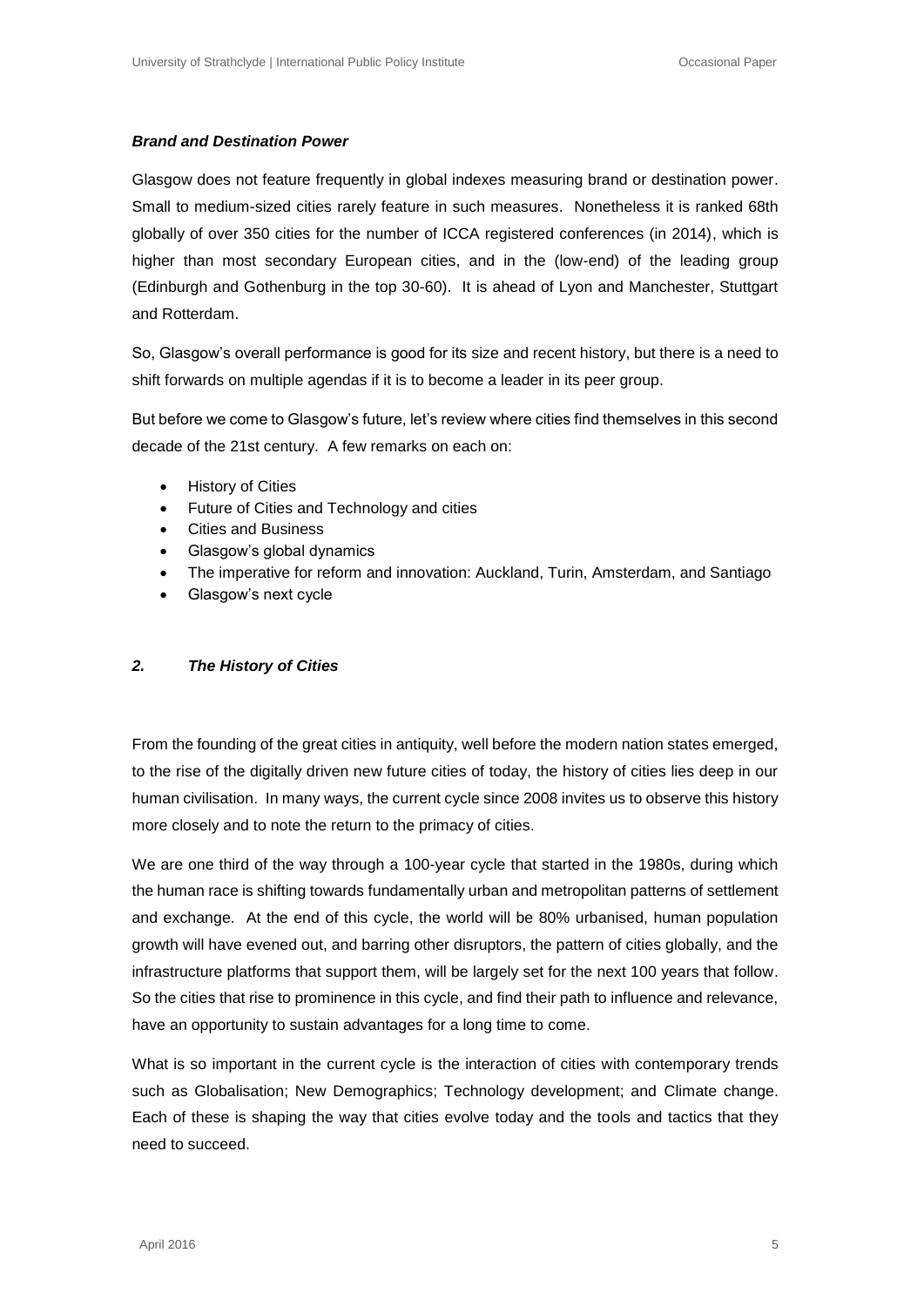### *Brand and Destination Power*

Glasgow does not feature frequently in global indexes measuring brand or destination power. Small to medium-sized cities rarely feature in such measures. Nonetheless it is ranked 68th globally of over 350 cities for the number of ICCA registered conferences (in 2014), which is higher than most secondary European cities, and in the (low-end) of the leading group (Edinburgh and Gothenburg in the top 30-60). It is ahead of Lyon and Manchester, Stuttgart and Rotterdam.

So, Glasgow's overall performance is good for its size and recent history, but there is a need to shift forwards on multiple agendas if it is to become a leader in its peer group.

But before we come to Glasgow's future, let's review where cities find themselves in this second decade of the 21st century. A few remarks on each on:

- History of Cities
- Future of Cities and Technology and cities
- Cities and Business
- Glasgow's global dynamics
- The imperative for reform and innovation: Auckland, Turin, Amsterdam, and Santiago
- Glasgow's next cycle

## *2. The History of Cities*

From the founding of the great cities in antiquity, well before the modern nation states emerged, to the rise of the digitally driven new future cities of today, the history of cities lies deep in our human civilisation. In many ways, the current cycle since 2008 invites us to observe this history more closely and to note the return to the primacy of cities.

We are one third of the way through a 100-year cycle that started in the 1980s, during which the human race is shifting towards fundamentally urban and metropolitan patterns of settlement and exchange. At the end of this cycle, the world will be 80% urbanised, human population growth will have evened out, and barring other disruptors, the pattern of cities globally, and the infrastructure platforms that support them, will be largely set for the next 100 years that follow. So the cities that rise to prominence in this cycle, and find their path to influence and relevance, have an opportunity to sustain advantages for a long time to come.

What is so important in the current cycle is the interaction of cities with contemporary trends such as Globalisation; New Demographics; Technology development; and Climate change. Each of these is shaping the way that cities evolve today and the tools and tactics that they need to succeed.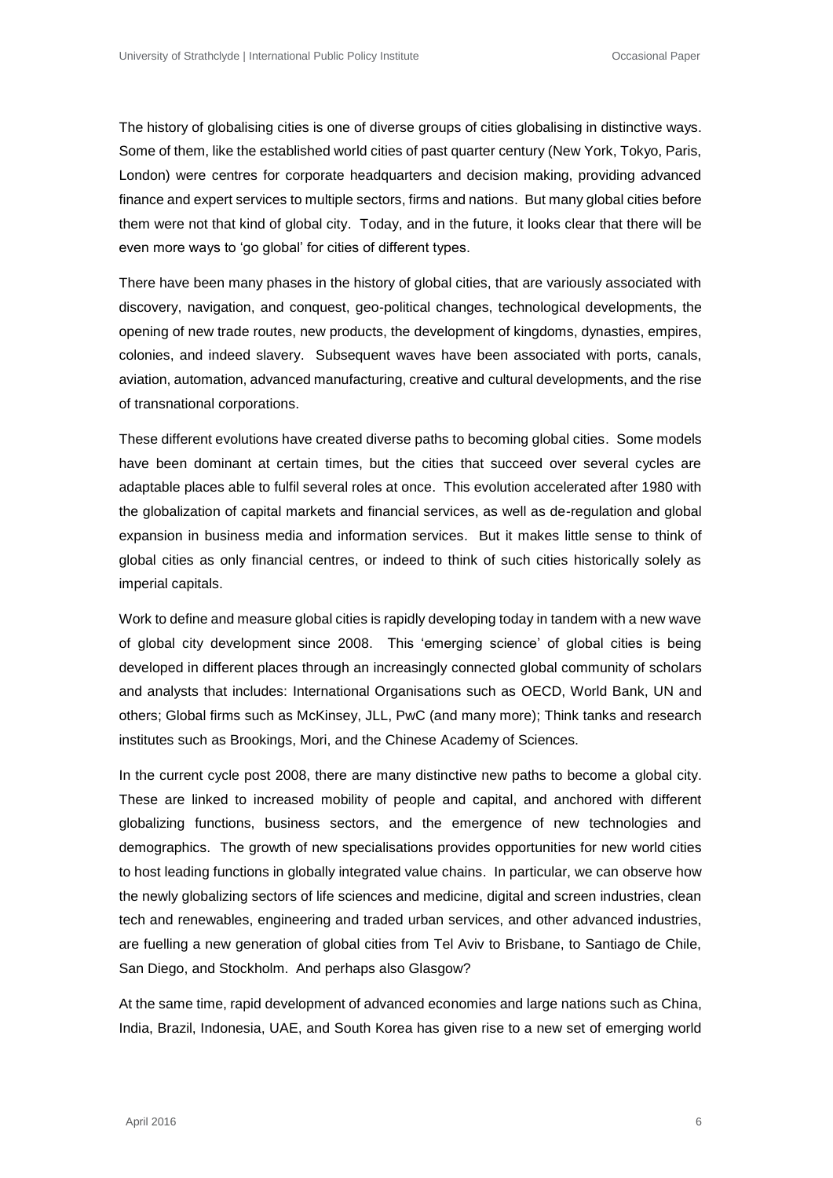The history of globalising cities is one of diverse groups of cities globalising in distinctive ways. Some of them, like the established world cities of past quarter century (New York, Tokyo, Paris, London) were centres for corporate headquarters and decision making, providing advanced finance and expert services to multiple sectors, firms and nations. But many global cities before them were not that kind of global city. Today, and in the future, it looks clear that there will be even more ways to 'go global' for cities of different types.

There have been many phases in the history of global cities, that are variously associated with discovery, navigation, and conquest, geo-political changes, technological developments, the opening of new trade routes, new products, the development of kingdoms, dynasties, empires, colonies, and indeed slavery. Subsequent waves have been associated with ports, canals, aviation, automation, advanced manufacturing, creative and cultural developments, and the rise of transnational corporations.

These different evolutions have created diverse paths to becoming global cities. Some models have been dominant at certain times, but the cities that succeed over several cycles are adaptable places able to fulfil several roles at once. This evolution accelerated after 1980 with the globalization of capital markets and financial services, as well as de-regulation and global expansion in business media and information services. But it makes little sense to think of global cities as only financial centres, or indeed to think of such cities historically solely as imperial capitals.

Work to define and measure global cities is rapidly developing today in tandem with a new wave of global city development since 2008. This 'emerging science' of global cities is being developed in different places through an increasingly connected global community of scholars and analysts that includes: International Organisations such as OECD, World Bank, UN and others; Global firms such as McKinsey, JLL, PwC (and many more); Think tanks and research institutes such as Brookings, Mori, and the Chinese Academy of Sciences.

In the current cycle post 2008, there are many distinctive new paths to become a global city. These are linked to increased mobility of people and capital, and anchored with different globalizing functions, business sectors, and the emergence of new technologies and demographics. The growth of new specialisations provides opportunities for new world cities to host leading functions in globally integrated value chains. In particular, we can observe how the newly globalizing sectors of life sciences and medicine, digital and screen industries, clean tech and renewables, engineering and traded urban services, and other advanced industries, are fuelling a new generation of global cities from Tel Aviv to Brisbane, to Santiago de Chile, San Diego, and Stockholm. And perhaps also Glasgow?

At the same time, rapid development of advanced economies and large nations such as China, India, Brazil, Indonesia, UAE, and South Korea has given rise to a new set of emerging world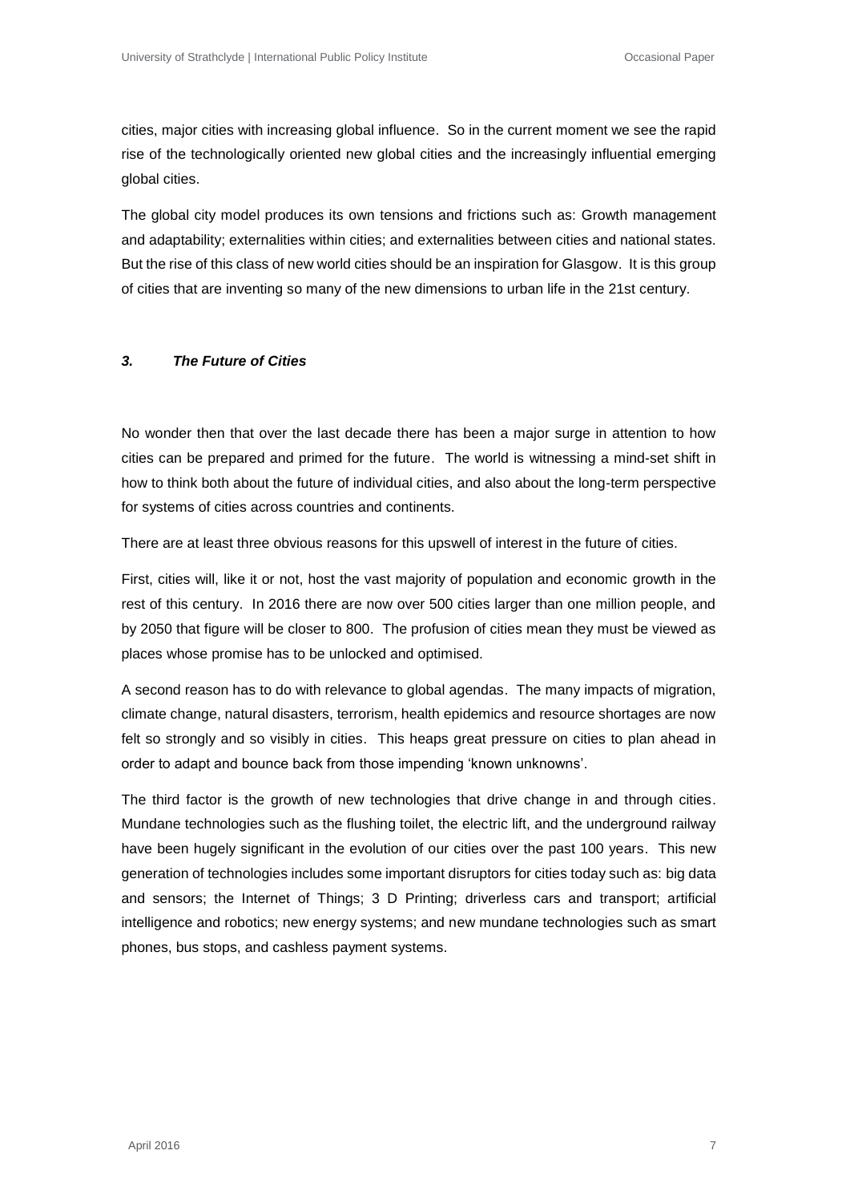cities, major cities with increasing global influence. So in the current moment we see the rapid rise of the technologically oriented new global cities and the increasingly influential emerging global cities.

The global city model produces its own tensions and frictions such as: Growth management and adaptability; externalities within cities; and externalities between cities and national states. But the rise of this class of new world cities should be an inspiration for Glasgow. It is this group of cities that are inventing so many of the new dimensions to urban life in the 21st century.

### *3. The Future of Cities*

No wonder then that over the last decade there has been a major surge in attention to how cities can be prepared and primed for the future. The world is witnessing a mind-set shift in how to think both about the future of individual cities, and also about the long-term perspective for systems of cities across countries and continents.

There are at least three obvious reasons for this upswell of interest in the future of cities.

First, cities will, like it or not, host the vast majority of population and economic growth in the rest of this century. In 2016 there are now over 500 cities larger than one million people, and by 2050 that figure will be closer to 800. The profusion of cities mean they must be viewed as places whose promise has to be unlocked and optimised.

A second reason has to do with relevance to global agendas. The many impacts of migration, climate change, natural disasters, terrorism, health epidemics and resource shortages are now felt so strongly and so visibly in cities. This heaps great pressure on cities to plan ahead in order to adapt and bounce back from those impending 'known unknowns'.

The third factor is the growth of new technologies that drive change in and through cities. Mundane technologies such as the flushing toilet, the electric lift, and the underground railway have been hugely significant in the evolution of our cities over the past 100 years. This new generation of technologies includes some important disruptors for cities today such as: big data and sensors; the Internet of Things; 3 D Printing; driverless cars and transport; artificial intelligence and robotics; new energy systems; and new mundane technologies such as smart phones, bus stops, and cashless payment systems.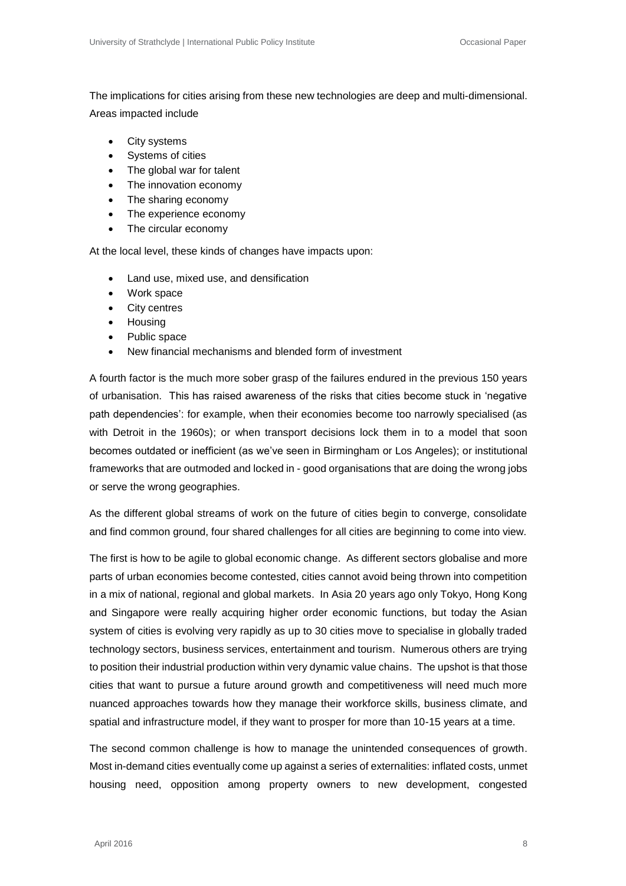The implications for cities arising from these new technologies are deep and multi-dimensional. Areas impacted include

- City systems
- Systems of cities
- The global war for talent
- The innovation economy
- The sharing economy
- The experience economy
- The circular economy

At the local level, these kinds of changes have impacts upon:

- Land use, mixed use, and densification
- Work space
- City centres
- Housing
- Public space
- New financial mechanisms and blended form of investment

A fourth factor is the much more sober grasp of the failures endured in the previous 150 years of urbanisation. This has raised awareness of the risks that cities become stuck in 'negative path dependencies': for example, when their economies become too narrowly specialised (as with Detroit in the 1960s); or when transport decisions lock them in to a model that soon becomes outdated or inefficient (as we've seen in Birmingham or Los Angeles); or institutional frameworks that are outmoded and locked in - good organisations that are doing the wrong jobs or serve the wrong geographies.

As the different global streams of work on the future of cities begin to converge, consolidate and find common ground, four shared challenges for all cities are beginning to come into view.

The first is how to be agile to global economic change. As different sectors globalise and more parts of urban economies become contested, cities cannot avoid being thrown into competition in a mix of national, regional and global markets. In Asia 20 years ago only Tokyo, Hong Kong and Singapore were really acquiring higher order economic functions, but today the Asian system of cities is evolving very rapidly as up to 30 cities move to specialise in globally traded technology sectors, business services, entertainment and tourism. Numerous others are trying to position their industrial production within very dynamic value chains. The upshot is that those cities that want to pursue a future around growth and competitiveness will need much more nuanced approaches towards how they manage their workforce skills, business climate, and spatial and infrastructure model, if they want to prosper for more than 10-15 years at a time.

The second common challenge is how to manage the unintended consequences of growth. Most in-demand cities eventually come up against a series of externalities: inflated costs, unmet housing need, opposition among property owners to new development, congested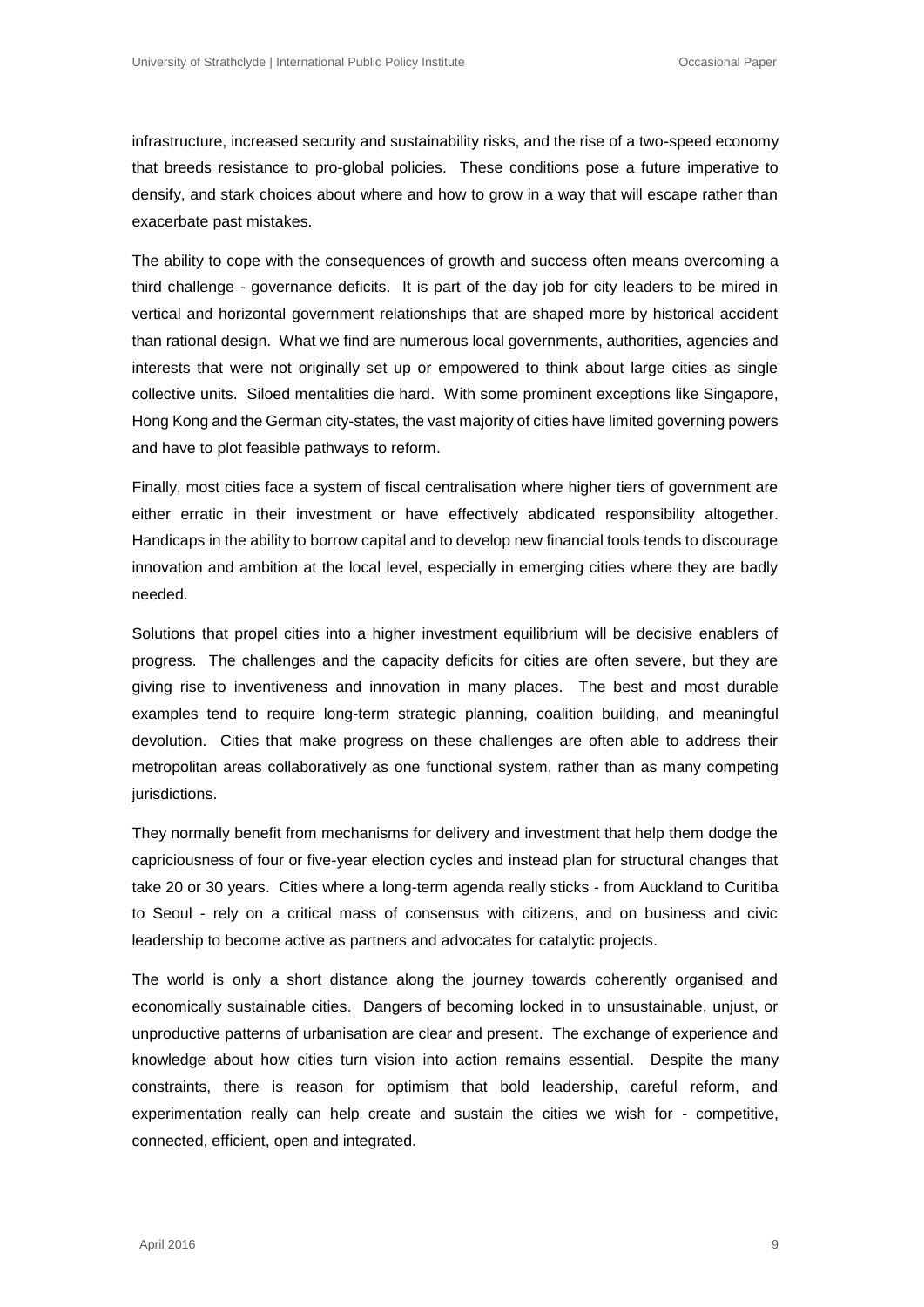infrastructure, increased security and sustainability risks, and the rise of a two-speed economy that breeds resistance to pro-global policies. These conditions pose a future imperative to densify, and stark choices about where and how to grow in a way that will escape rather than exacerbate past mistakes.

The ability to cope with the consequences of growth and success often means overcoming a third challenge - governance deficits. It is part of the day job for city leaders to be mired in vertical and horizontal government relationships that are shaped more by historical accident than rational design. What we find are numerous local governments, authorities, agencies and interests that were not originally set up or empowered to think about large cities as single collective units. Siloed mentalities die hard. With some prominent exceptions like Singapore, Hong Kong and the German city-states, the vast majority of cities have limited governing powers and have to plot feasible pathways to reform.

Finally, most cities face a system of fiscal centralisation where higher tiers of government are either erratic in their investment or have effectively abdicated responsibility altogether. Handicaps in the ability to borrow capital and to develop new financial tools tends to discourage innovation and ambition at the local level, especially in emerging cities where they are badly needed.

Solutions that propel cities into a higher investment equilibrium will be decisive enablers of progress. The challenges and the capacity deficits for cities are often severe, but they are giving rise to inventiveness and innovation in many places. The best and most durable examples tend to require long-term strategic planning, coalition building, and meaningful devolution. Cities that make progress on these challenges are often able to address their metropolitan areas collaboratively as one functional system, rather than as many competing jurisdictions.

They normally benefit from mechanisms for delivery and investment that help them dodge the capriciousness of four or five-year election cycles and instead plan for structural changes that take 20 or 30 years. Cities where a long-term agenda really sticks - from Auckland to Curitiba to Seoul - rely on a critical mass of consensus with citizens, and on business and civic leadership to become active as partners and advocates for catalytic projects.

The world is only a short distance along the journey towards coherently organised and economically sustainable cities. Dangers of becoming locked in to unsustainable, unjust, or unproductive patterns of urbanisation are clear and present. The exchange of experience and knowledge about how cities turn vision into action remains essential. Despite the many constraints, there is reason for optimism that bold leadership, careful reform, and experimentation really can help create and sustain the cities we wish for - competitive, connected, efficient, open and integrated.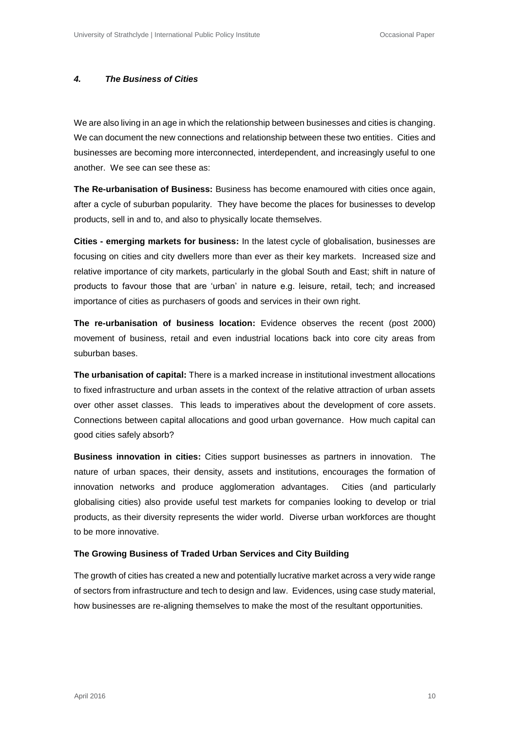### *4. The Business of Cities*

We are also living in an age in which the relationship between businesses and cities is changing. We can document the new connections and relationship between these two entities. Cities and businesses are becoming more interconnected, interdependent, and increasingly useful to one another. We see can see these as:

**The Re-urbanisation of Business:** Business has become enamoured with cities once again, after a cycle of suburban popularity. They have become the places for businesses to develop products, sell in and to, and also to physically locate themselves.

**Cities - emerging markets for business:** In the latest cycle of globalisation, businesses are focusing on cities and city dwellers more than ever as their key markets. Increased size and relative importance of city markets, particularly in the global South and East; shift in nature of products to favour those that are 'urban' in nature e.g. leisure, retail, tech; and increased importance of cities as purchasers of goods and services in their own right.

**The re-urbanisation of business location:** Evidence observes the recent (post 2000) movement of business, retail and even industrial locations back into core city areas from suburban bases.

**The urbanisation of capital:** There is a marked increase in institutional investment allocations to fixed infrastructure and urban assets in the context of the relative attraction of urban assets over other asset classes. This leads to imperatives about the development of core assets. Connections between capital allocations and good urban governance. How much capital can good cities safely absorb?

**Business innovation in cities:** Cities support businesses as partners in innovation. The nature of urban spaces, their density, assets and institutions, encourages the formation of innovation networks and produce agglomeration advantages. Cities (and particularly globalising cities) also provide useful test markets for companies looking to develop or trial products, as their diversity represents the wider world. Diverse urban workforces are thought to be more innovative.

**The Growing Business of Traded Urban Services and City Building**

The growth of cities has created a new and potentially lucrative market across a very wide range of sectors from infrastructure and tech to design and law. Evidences, using case study material, how businesses are re-aligning themselves to make the most of the resultant opportunities.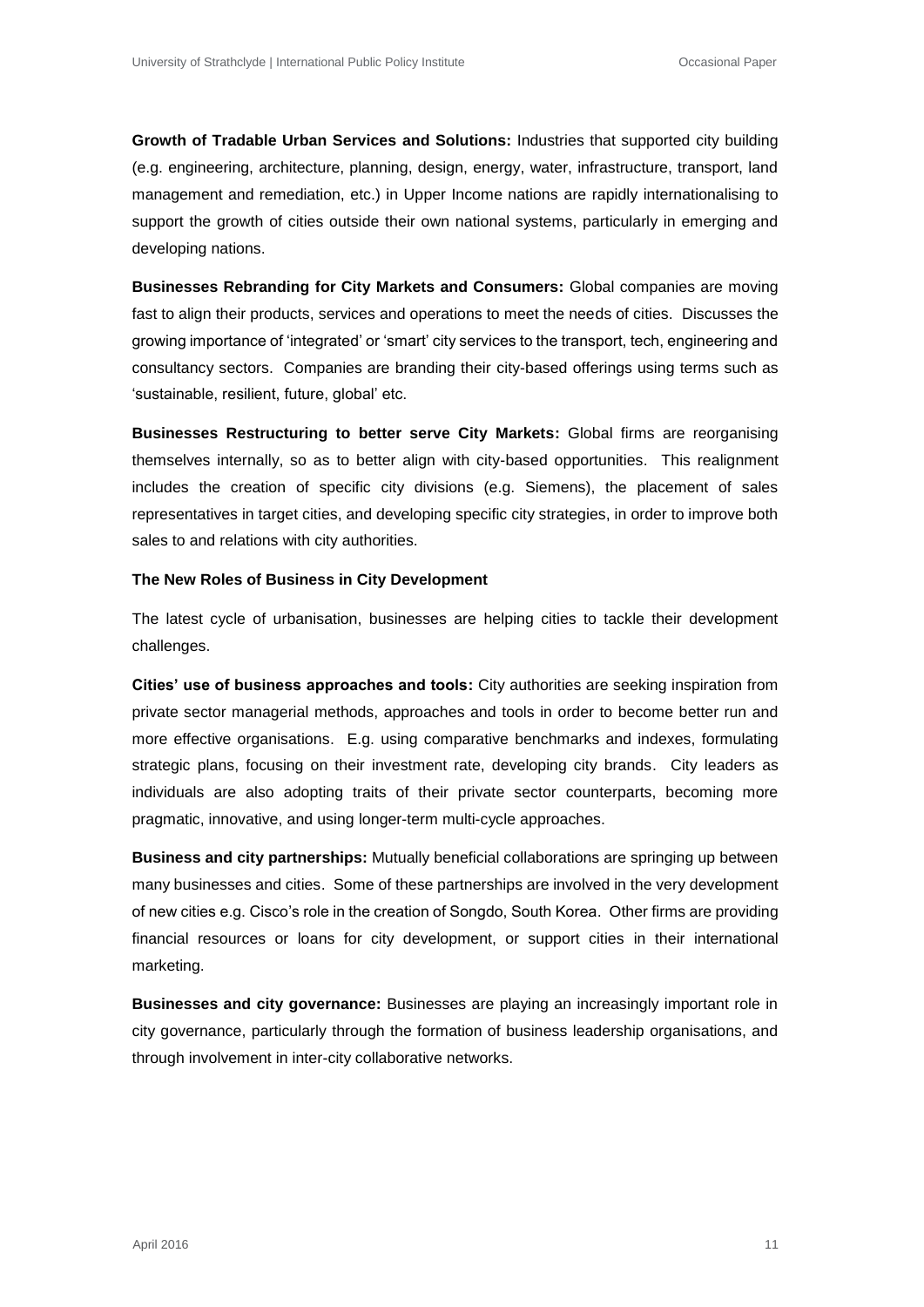**Growth of Tradable Urban Services and Solutions:** Industries that supported city building (e.g. engineering, architecture, planning, design, energy, water, infrastructure, transport, land management and remediation, etc.) in Upper Income nations are rapidly internationalising to support the growth of cities outside their own national systems, particularly in emerging and developing nations.

**Businesses Rebranding for City Markets and Consumers:** Global companies are moving fast to align their products, services and operations to meet the needs of cities. Discusses the growing importance of 'integrated' or 'smart' city services to the transport, tech, engineering and consultancy sectors. Companies are branding their city-based offerings using terms such as 'sustainable, resilient, future, global' etc.

**Businesses Restructuring to better serve City Markets:** Global firms are reorganising themselves internally, so as to better align with city-based opportunities. This realignment includes the creation of specific city divisions (e.g. Siemens), the placement of sales representatives in target cities, and developing specific city strategies, in order to improve both sales to and relations with city authorities.

**The New Roles of Business in City Development**

The latest cycle of urbanisation, businesses are helping cities to tackle their development challenges.

**Cities' use of business approaches and tools:** City authorities are seeking inspiration from private sector managerial methods, approaches and tools in order to become better run and more effective organisations. E.g. using comparative benchmarks and indexes, formulating strategic plans, focusing on their investment rate, developing city brands. City leaders as individuals are also adopting traits of their private sector counterparts, becoming more pragmatic, innovative, and using longer-term multi-cycle approaches.

**Business and city partnerships:** Mutually beneficial collaborations are springing up between many businesses and cities. Some of these partnerships are involved in the very development of new cities e.g. Cisco's role in the creation of Songdo, South Korea. Other firms are providing financial resources or loans for city development, or support cities in their international marketing.

**Businesses and city governance:** Businesses are playing an increasingly important role in city governance, particularly through the formation of business leadership organisations, and through involvement in inter-city collaborative networks.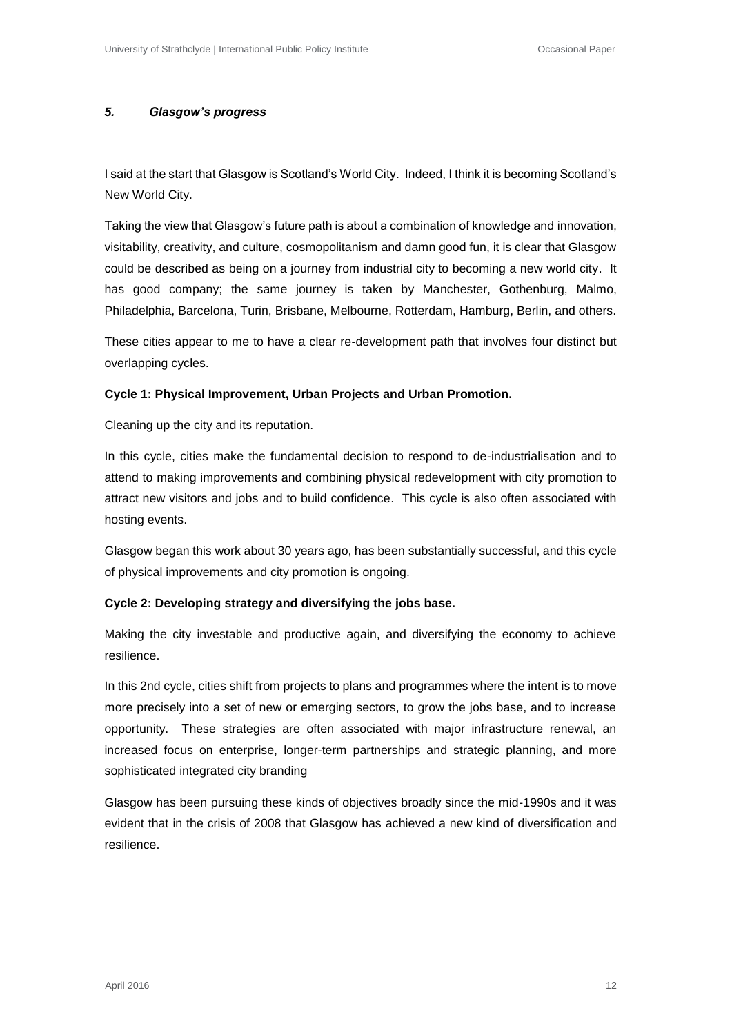## *5. Glasgow's progress*

I said at the start that Glasgow is Scotland's World City. Indeed, I think it is becoming Scotland's New World City.

Taking the view that Glasgow's future path is about a combination of knowledge and innovation, visitability, creativity, and culture, cosmopolitanism and damn good fun, it is clear that Glasgow could be described as being on a journey from industrial city to becoming a new world city. It has good company; the same journey is taken by Manchester, Gothenburg, Malmo, Philadelphia, Barcelona, Turin, Brisbane, Melbourne, Rotterdam, Hamburg, Berlin, and others.

These cities appear to me to have a clear re-development path that involves four distinct but overlapping cycles.

**Cycle 1: Physical Improvement, Urban Projects and Urban Promotion.**

Cleaning up the city and its reputation.

In this cycle, cities make the fundamental decision to respond to de-industrialisation and to attend to making improvements and combining physical redevelopment with city promotion to attract new visitors and jobs and to build confidence. This cycle is also often associated with hosting events.

Glasgow began this work about 30 years ago, has been substantially successful, and this cycle of physical improvements and city promotion is ongoing.

**Cycle 2: Developing strategy and diversifying the jobs base.**

Making the city investable and productive again, and diversifying the economy to achieve resilience.

In this 2nd cycle, cities shift from projects to plans and programmes where the intent is to move more precisely into a set of new or emerging sectors, to grow the jobs base, and to increase opportunity. These strategies are often associated with major infrastructure renewal, an increased focus on enterprise, longer-term partnerships and strategic planning, and more sophisticated integrated city branding

Glasgow has been pursuing these kinds of objectives broadly since the mid-1990s and it was evident that in the crisis of 2008 that Glasgow has achieved a new kind of diversification and resilience.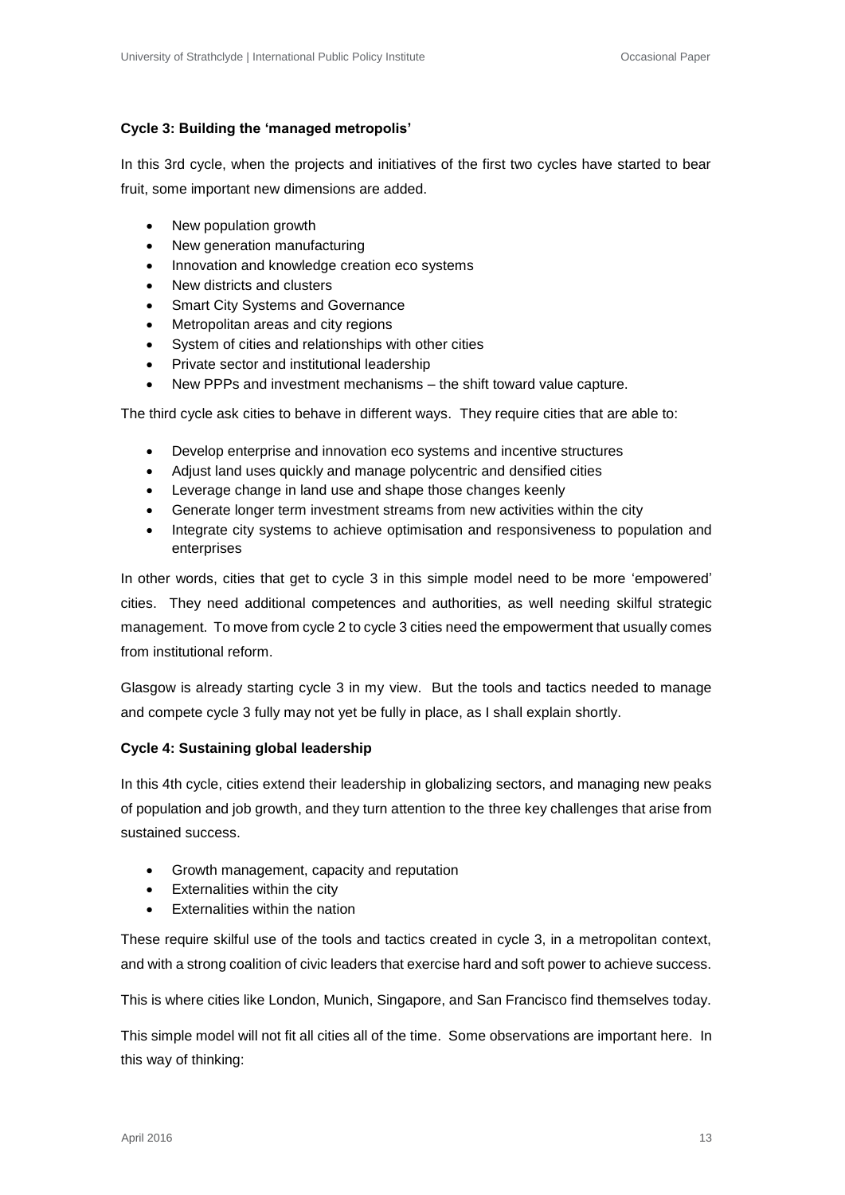**Cycle 3: Building the 'managed metropolis'**

In this 3rd cycle, when the projects and initiatives of the first two cycles have started to bear fruit, some important new dimensions are added.

- New population growth
- New generation manufacturing
- Innovation and knowledge creation eco systems
- New districts and clusters
- Smart City Systems and Governance
- Metropolitan areas and city regions
- System of cities and relationships with other cities
- Private sector and institutional leadership
- New PPPs and investment mechanisms – the shift toward value capture.

The third cycle ask cities to behave in different ways. They require cities that are able to:

- Develop enterprise and innovation eco systems and incentive structures
- Adjust land uses quickly and manage polycentric and densified cities
- Leverage change in land use and shape those changes keenly
- Generate longer term investment streams from new activities within the city
- Integrate city systems to achieve optimisation and responsiveness to population and enterprises

In other words, cities that get to cycle 3 in this simple model need to be more 'empowered' cities. They need additional competences and authorities, as well needing skilful strategic management. To move from cycle 2 to cycle 3 cities need the empowerment that usually comes from institutional reform.

Glasgow is already starting cycle 3 in my view. But the tools and tactics needed to manage and compete cycle 3 fully may not yet be fully in place, as I shall explain shortly.

**Cycle 4: Sustaining global leadership**

In this 4th cycle, cities extend their leadership in globalizing sectors, and managing new peaks of population and job growth, and they turn attention to the three key challenges that arise from sustained success.

- Growth management, capacity and reputation
- Externalities within the city
- Externalities within the nation

These require skilful use of the tools and tactics created in cycle 3, in a metropolitan context, and with a strong coalition of civic leaders that exercise hard and soft power to achieve success.

This is where cities like London, Munich, Singapore, and San Francisco find themselves today.

This simple model will not fit all cities all of the time. Some observations are important here. In this way of thinking: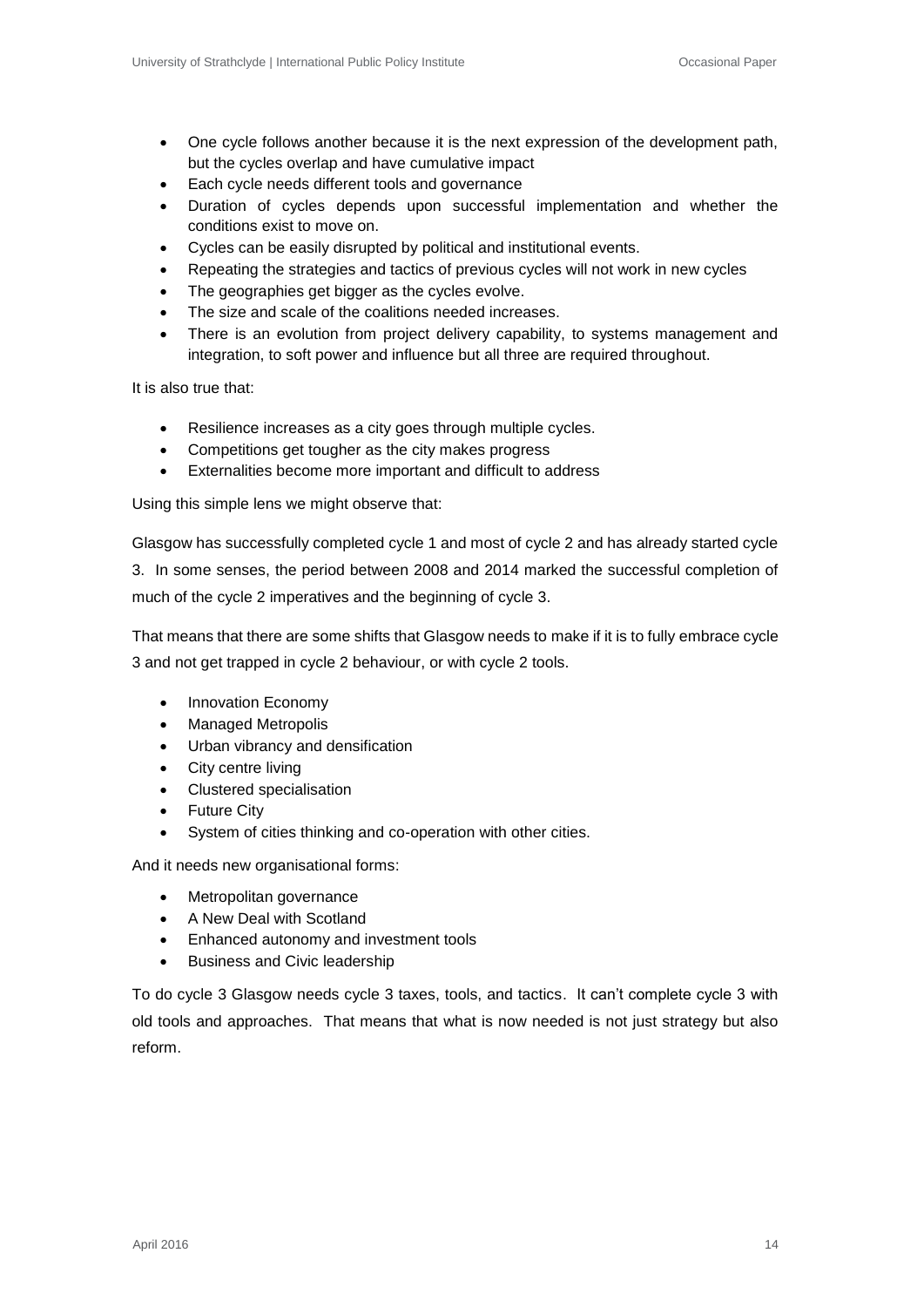- One cycle follows another because it is the next expression of the development path, but the cycles overlap and have cumulative impact
- Each cycle needs different tools and governance
- Duration of cycles depends upon successful implementation and whether the conditions exist to move on.
- Cycles can be easily disrupted by political and institutional events.
- Repeating the strategies and tactics of previous cycles will not work in new cycles
- The geographies get bigger as the cycles evolve.
- The size and scale of the coalitions needed increases.
- There is an evolution from project delivery capability, to systems management and integration, to soft power and influence but all three are required throughout.

It is also true that:

- Resilience increases as a city goes through multiple cycles.
- Competitions get tougher as the city makes progress
- Externalities become more important and difficult to address

Using this simple lens we might observe that:

Glasgow has successfully completed cycle 1 and most of cycle 2 and has already started cycle 3. In some senses, the period between 2008 and 2014 marked the successful completion of much of the cycle 2 imperatives and the beginning of cycle 3.

That means that there are some shifts that Glasgow needs to make if it is to fully embrace cycle 3 and not get trapped in cycle 2 behaviour, or with cycle 2 tools.

- Innovation Economy
- Managed Metropolis
- Urban vibrancy and densification
- City centre living
- Clustered specialisation
- Future City
- System of cities thinking and co-operation with other cities.

And it needs new organisational forms:

- Metropolitan governance
- A New Deal with Scotland
- Enhanced autonomy and investment tools
- Business and Civic leadership

To do cycle 3 Glasgow needs cycle 3 taxes, tools, and tactics. It can't complete cycle 3 with old tools and approaches. That means that what is now needed is not just strategy but also reform.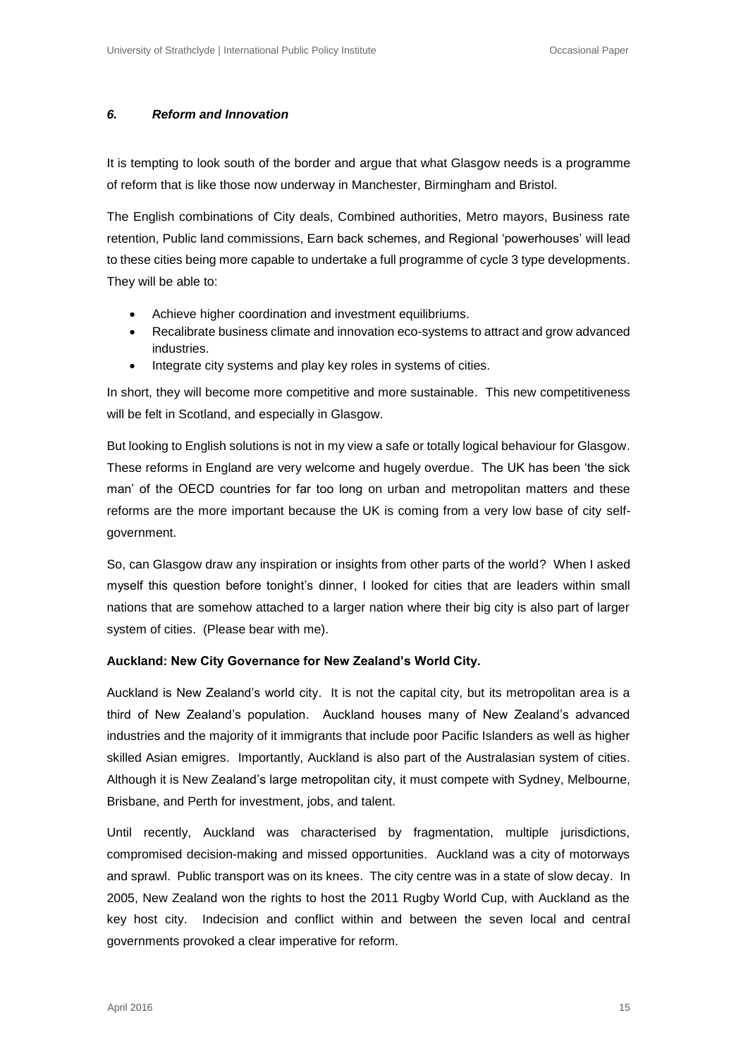### *6. Reform and Innovation*

It is tempting to look south of the border and argue that what Glasgow needs is a programme of reform that is like those now underway in Manchester, Birmingham and Bristol.

The English combinations of City deals, Combined authorities, Metro mayors, Business rate retention, Public land commissions, Earn back schemes, and Regional 'powerhouses' will lead to these cities being more capable to undertake a full programme of cycle 3 type developments. They will be able to:

- Achieve higher coordination and investment equilibriums.
- Recalibrate business climate and innovation eco-systems to attract and grow advanced industries.
- Integrate city systems and play key roles in systems of cities.

In short, they will become more competitive and more sustainable. This new competitiveness will be felt in Scotland, and especially in Glasgow.

But looking to English solutions is not in my view a safe or totally logical behaviour for Glasgow. These reforms in England are very welcome and hugely overdue. The UK has been 'the sick man' of the OECD countries for far too long on urban and metropolitan matters and these reforms are the more important because the UK is coming from a very low base of city self-government.

So, can Glasgow draw any inspiration or insights from other parts of the world? When I asked myself this question before tonight's dinner, I looked for cities that are leaders within small nations that are somehow attached to a larger nation where their big city is also part of larger system of cities. (Please bear with me).

**Auckland: New City Governance for New Zealand's World City.**

Auckland is New Zealand's world city. It is not the capital city, but its metropolitan area is a third of New Zealand's population. Auckland houses many of New Zealand's advanced industries and the majority of it immigrants that include poor Pacific Islanders as well as higher skilled Asian emigres. Importantly, Auckland is also part of the Australasian system of cities. Although it is New Zealand's large metropolitan city, it must compete with Sydney, Melbourne, Brisbane, and Perth for investment, jobs, and talent.

Until recently, Auckland was characterised by fragmentation, multiple jurisdictions, compromised decision-making and missed opportunities. Auckland was a city of motorways and sprawl. Public transport was on its knees. The city centre was in a state of slow decay. In 2005, New Zealand won the rights to host the 2011 Rugby World Cup, with Auckland as the key host city. Indecision and conflict within and between the seven local and central governments provoked a clear imperative for reform.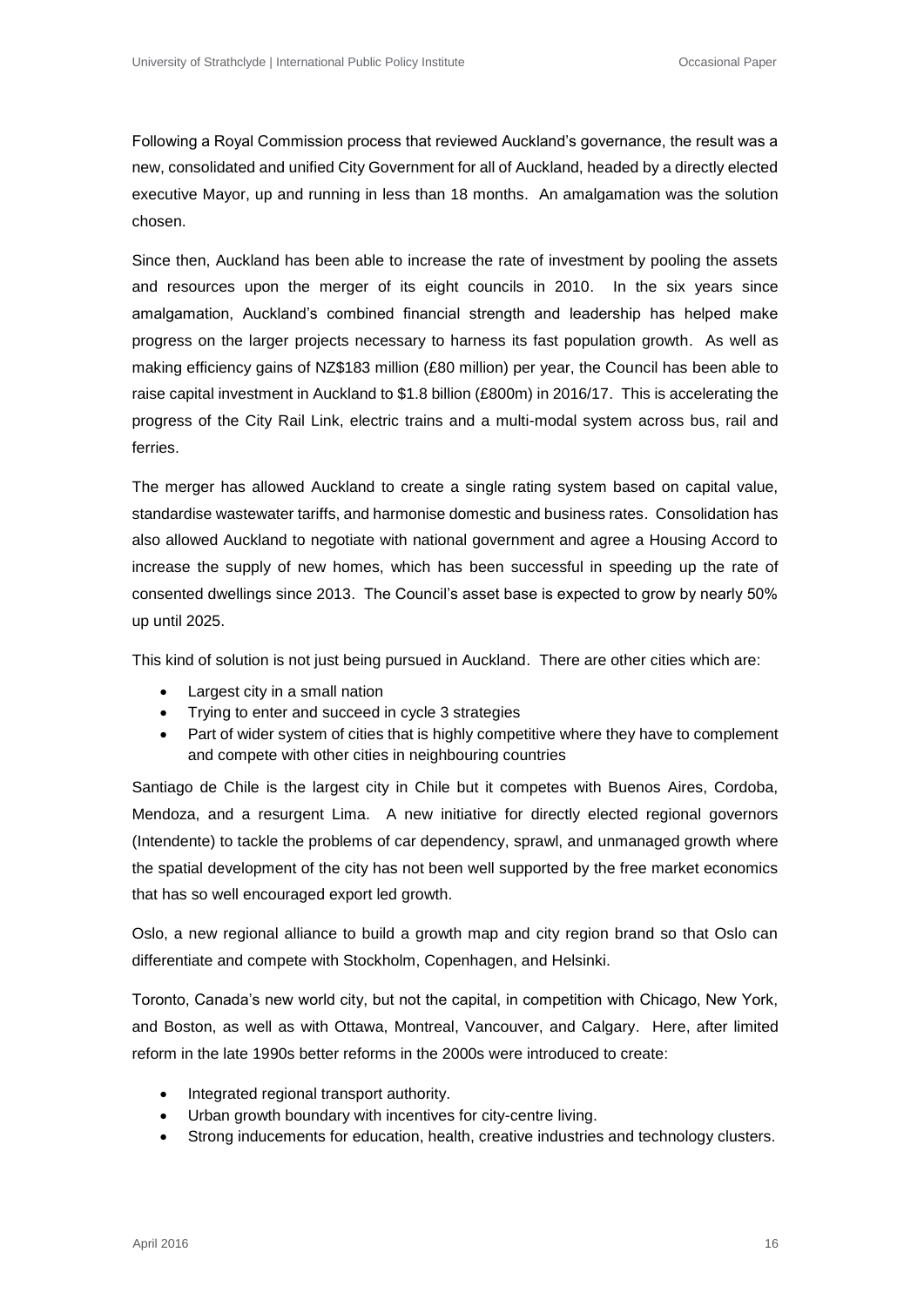Following a Royal Commission process that reviewed Auckland's governance, the result was a new, consolidated and unified City Government for all of Auckland, headed by a directly elected executive Mayor, up and running in less than 18 months. An amalgamation was the solution chosen.

Since then, Auckland has been able to increase the rate of investment by pooling the assets and resources upon the merger of its eight councils in 2010. In the six years since amalgamation, Auckland's combined financial strength and leadership has helped make progress on the larger projects necessary to harness its fast population growth. As well as making efficiency gains of NZ$183 million (£80 million) per year, the Council has been able to raise capital investment in Auckland to $1.8 billion (£800m) in 2016/17. This is accelerating the progress of the City Rail Link, electric trains and a multi-modal system across bus, rail and ferries.

The merger has allowed Auckland to create a single rating system based on capital value, standardise wastewater tariffs, and harmonise domestic and business rates. Consolidation has also allowed Auckland to negotiate with national government and agree a Housing Accord to increase the supply of new homes, which has been successful in speeding up the rate of consented dwellings since 2013. The Council's asset base is expected to grow by nearly 50% up until 2025.

This kind of solution is not just being pursued in Auckland. There are other cities which are:

- Largest city in a small nation
- Trying to enter and succeed in cycle 3 strategies
- Part of wider system of cities that is highly competitive where they have to complement and compete with other cities in neighbouring countries

Santiago de Chile is the largest city in Chile but it competes with Buenos Aires, Cordoba, Mendoza, and a resurgent Lima. A new initiative for directly elected regional governors (Intendente) to tackle the problems of car dependency, sprawl, and unmanaged growth where the spatial development of the city has not been well supported by the free market economics that has so well encouraged export led growth.

Oslo, a new regional alliance to build a growth map and city region brand so that Oslo can differentiate and compete with Stockholm, Copenhagen, and Helsinki.

Toronto, Canada's new world city, but not the capital, in competition with Chicago, New York, and Boston, as well as with Ottawa, Montreal, Vancouver, and Calgary. Here, after limited reform in the late 1990s better reforms in the 2000s were introduced to create:

- Integrated regional transport authority.
- Urban growth boundary with incentives for city-centre living.
- Strong inducements for education, health, creative industries and technology clusters.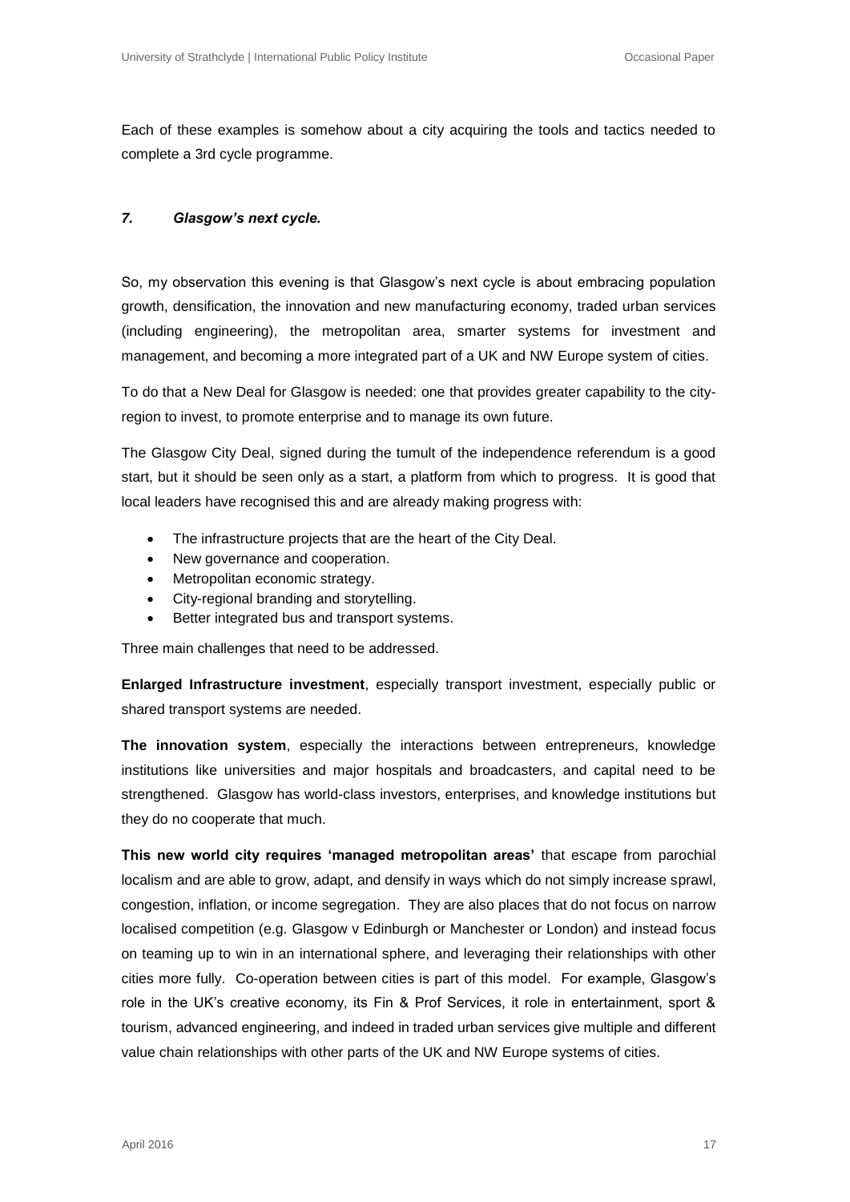Each of these examples is somehow about a city acquiring the tools and tactics needed to complete a 3rd cycle programme.

### *7. Glasgow's next cycle.*

So, my observation this evening is that Glasgow's next cycle is about embracing population growth, densification, the innovation and new manufacturing economy, traded urban services (including engineering), the metropolitan area, smarter systems for investment and management, and becoming a more integrated part of a UK and NW Europe system of cities.

To do that a New Deal for Glasgow is needed: one that provides greater capability to the city-region to invest, to promote enterprise and to manage its own future.

The Glasgow City Deal, signed during the tumult of the independence referendum is a good start, but it should be seen only as a start, a platform from which to progress. It is good that local leaders have recognised this and are already making progress with:

- The infrastructure projects that are the heart of the City Deal.
- New governance and cooperation.
- Metropolitan economic strategy.
- City-regional branding and storytelling.
- Better integrated bus and transport systems.

Three main challenges that need to be addressed.

**Enlarged Infrastructure investment**, especially transport investment, especially public or shared transport systems are needed.

**The innovation system**, especially the interactions between entrepreneurs, knowledge institutions like universities and major hospitals and broadcasters, and capital need to be strengthened. Glasgow has world-class investors, enterprises, and knowledge institutions but they do no cooperate that much.

**This new world city requires 'managed metropolitan areas'** that escape from parochial localism and are able to grow, adapt, and densify in ways which do not simply increase sprawl, congestion, inflation, or income segregation. They are also places that do not focus on narrow localised competition (e.g. Glasgow v Edinburgh or Manchester or London) and instead focus on teaming up to win in an international sphere, and leveraging their relationships with other cities more fully. Co-operation between cities is part of this model. For example, Glasgow's role in the UK's creative economy, its Fin & Prof Services, it role in entertainment, sport & tourism, advanced engineering, and indeed in traded urban services give multiple and different value chain relationships with other parts of the UK and NW Europe systems of cities.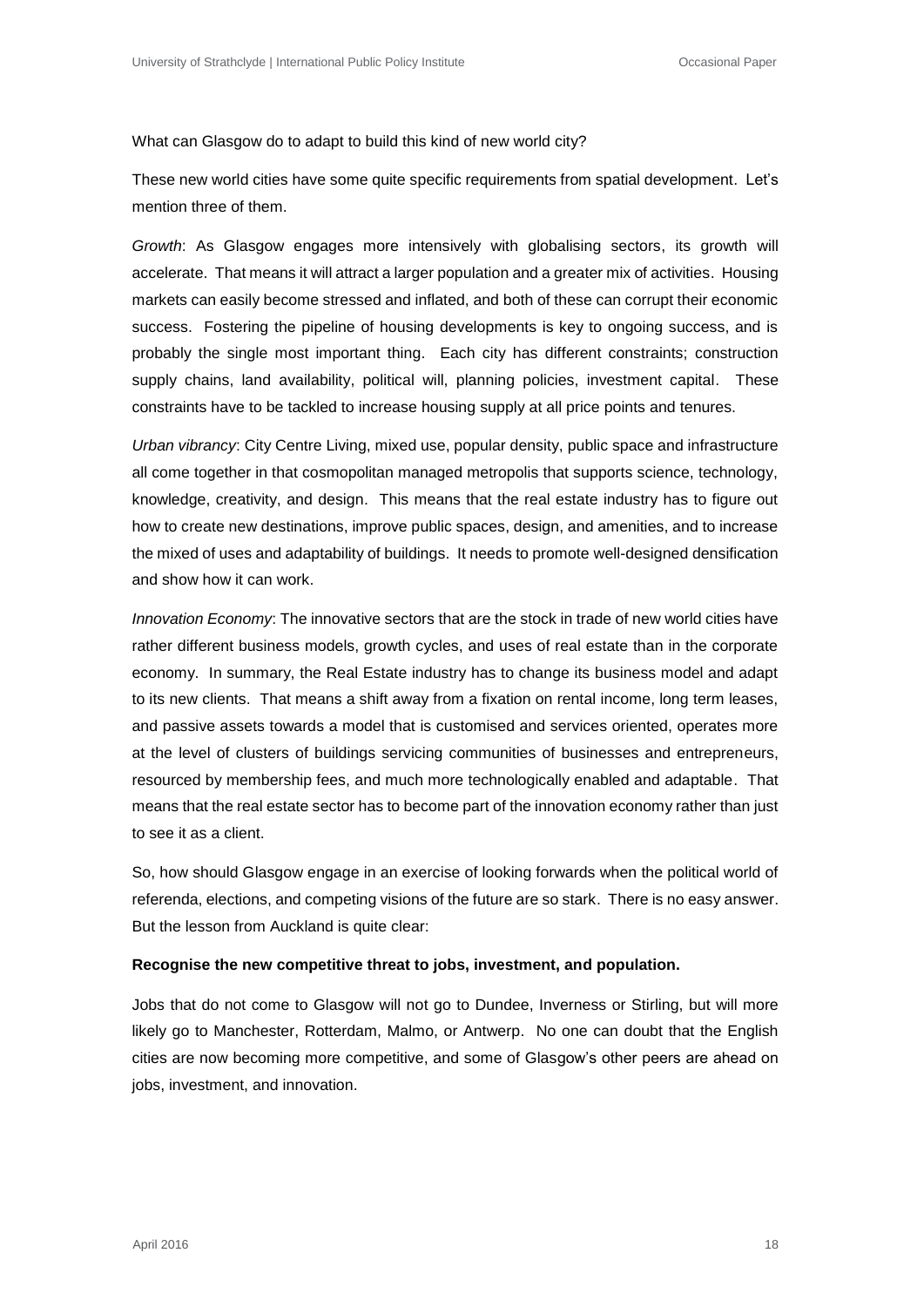What can Glasgow do to adapt to build this kind of new world city?

These new world cities have some quite specific requirements from spatial development. Let's mention three of them.

*Growth*: As Glasgow engages more intensively with globalising sectors, its growth will accelerate. That means it will attract a larger population and a greater mix of activities. Housing markets can easily become stressed and inflated, and both of these can corrupt their economic success. Fostering the pipeline of housing developments is key to ongoing success, and is probably the single most important thing. Each city has different constraints; construction supply chains, land availability, political will, planning policies, investment capital. These constraints have to be tackled to increase housing supply at all price points and tenures.

*Urban vibrancy*: City Centre Living, mixed use, popular density, public space and infrastructure all come together in that cosmopolitan managed metropolis that supports science, technology, knowledge, creativity, and design. This means that the real estate industry has to figure out how to create new destinations, improve public spaces, design, and amenities, and to increase the mixed of uses and adaptability of buildings. It needs to promote well-designed densification and show how it can work.

*Innovation Economy*: The innovative sectors that are the stock in trade of new world cities have rather different business models, growth cycles, and uses of real estate than in the corporate economy. In summary, the Real Estate industry has to change its business model and adapt to its new clients. That means a shift away from a fixation on rental income, long term leases, and passive assets towards a model that is customised and services oriented, operates more at the level of clusters of buildings servicing communities of businesses and entrepreneurs, resourced by membership fees, and much more technologically enabled and adaptable. That means that the real estate sector has to become part of the innovation economy rather than just to see it as a client.

So, how should Glasgow engage in an exercise of looking forwards when the political world of referenda, elections, and competing visions of the future are so stark. There is no easy answer. But the lesson from Auckland is quite clear:

**Recognise the new competitive threat to jobs, investment, and population.**

Jobs that do not come to Glasgow will not go to Dundee, Inverness or Stirling, but will more likely go to Manchester, Rotterdam, Malmo, or Antwerp. No one can doubt that the English cities are now becoming more competitive, and some of Glasgow's other peers are ahead on jobs, investment, and innovation.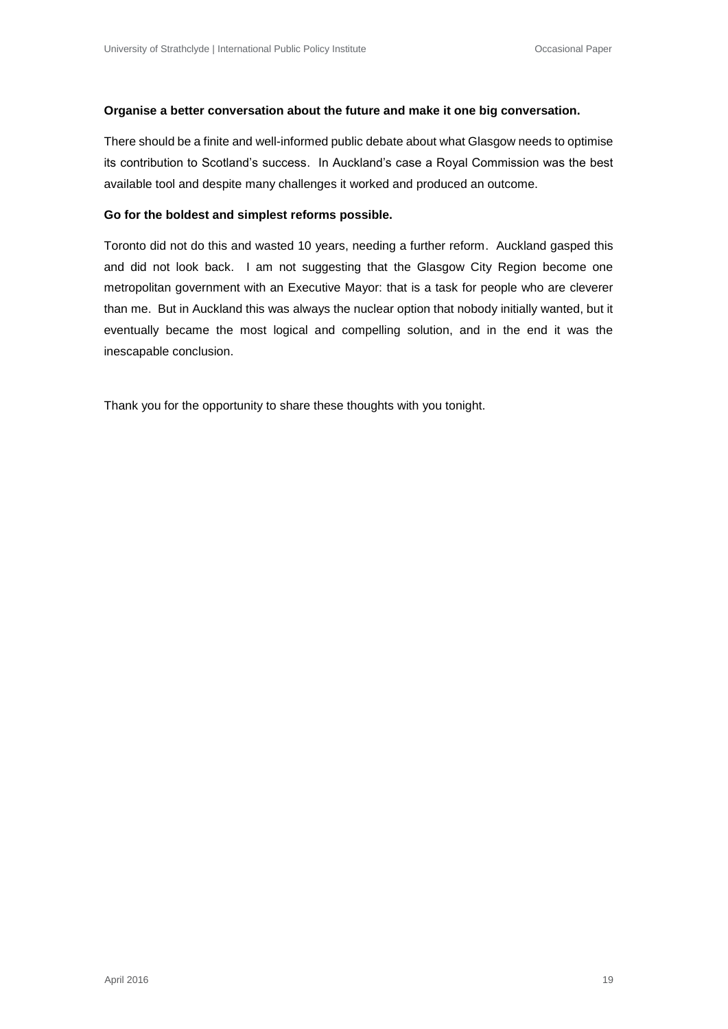**Organise a better conversation about the future and make it one big conversation.**

There should be a finite and well-informed public debate about what Glasgow needs to optimise its contribution to Scotland's success. In Auckland's case a Royal Commission was the best available tool and despite many challenges it worked and produced an outcome.

**Go for the boldest and simplest reforms possible.**

Toronto did not do this and wasted 10 years, needing a further reform. Auckland gasped this and did not look back. I am not suggesting that the Glasgow City Region become one metropolitan government with an Executive Mayor: that is a task for people who are cleverer than me. But in Auckland this was always the nuclear option that nobody initially wanted, but it eventually became the most logical and compelling solution, and in the end it was the inescapable conclusion.

Thank you for the opportunity to share these thoughts with you tonight.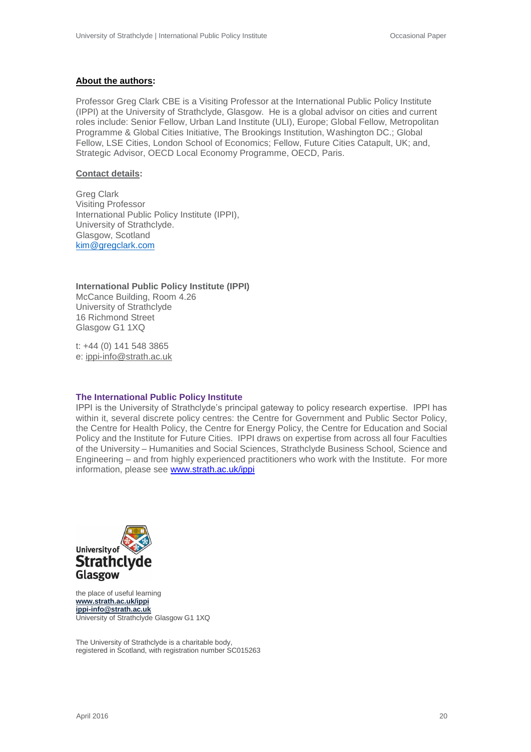**About the authors:**

Professor Greg Clark CBE is a Visiting Professor at the International Public Policy Institute (IPPI) at the University of Strathclyde, Glasgow. He is a global advisor on cities and current roles include: Senior Fellow, Urban Land Institute (ULI), Europe; Global Fellow, Metropolitan Programme & Global Cities Initiative, The Brookings Institution, Washington DC.; Global Fellow, LSE Cities, London School of Economics; Fellow, Future Cities Catapult, UK; and, Strategic Advisor, OECD Local Economy Programme, OECD, Paris.

**Contact details:**

Greg Clark
Visiting Professor
International Public Policy Institute (IPPI),
University of Strathclyde.
Glasgow, Scotland
kim@gregclark.com

**International Public Policy Institute (IPPI)**
McCance Building, Room 4.26
University of Strathclyde
16 Richmond Street
Glasgow G1 1XQ

t: +44 (0) 141 548 3865
e: ippi-info@strath.ac.uk

**The International Public Policy Institute**

IPPI is the University of Strathclyde's principal gateway to policy research expertise. IPPI has within it, several discrete policy centres: the Centre for Government and Public Sector Policy, the Centre for Health Policy, the Centre for Energy Policy, the Centre for Education and Social Policy and the Institute for Future Cities. IPPI draws on expertise from across all four Faculties of the University – Humanities and Social Sciences, Strathclyde Business School, Science and Engineering – and from highly experienced practitioners who work with the Institute. For more information, please see www.strath.ac.uk/ippi

University of Strathclyde Glasgow

the place of useful learning
**www.strath.ac.uk/ippi**
**ippi-info@strath.ac.uk**
University of Strathclyde Glasgow G1 1XQ

The University of Strathclyde is a charitable body,
registered in Scotland, with registration number SC015263